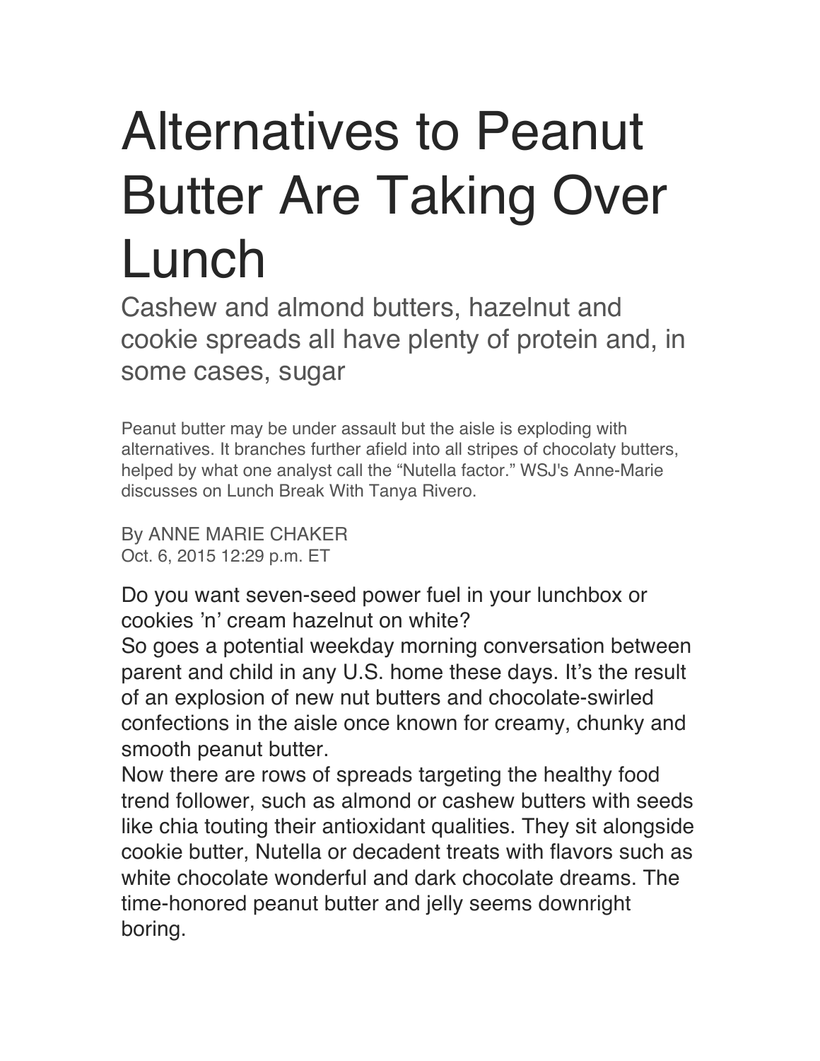# Alternatives to Peanut Butter Are Taking Over Lunch

## Cashew and almond butters, hazelnut and cookie spreads all have plenty of protein and, in some cases, sugar

Peanut butter may be under assault but the aisle is exploding with alternatives. It branches further afield into all stripes of chocolaty butters, helped by what one analyst call the "Nutella factor." WSJ's Anne-Marie discusses on Lunch Break With Tanya Rivero.

By ANNE MARIE CHAKER
Oct. 6, 2015 12:29 p.m. ET

Do you want seven-seed power fuel in your lunchbox or cookies 'n' cream hazelnut on white?

So goes a potential weekday morning conversation between parent and child in any U.S. home these days. It's the result of an explosion of new nut butters and chocolate-swirled confections in the aisle once known for creamy, chunky and smooth peanut butter.

Now there are rows of spreads targeting the healthy food trend follower, such as almond or cashew butters with seeds like chia touting their antioxidant qualities. They sit alongside cookie butter, Nutella or decadent treats with flavors such as white chocolate wonderful and dark chocolate dreams. The time-honored peanut butter and jelly seems downright boring.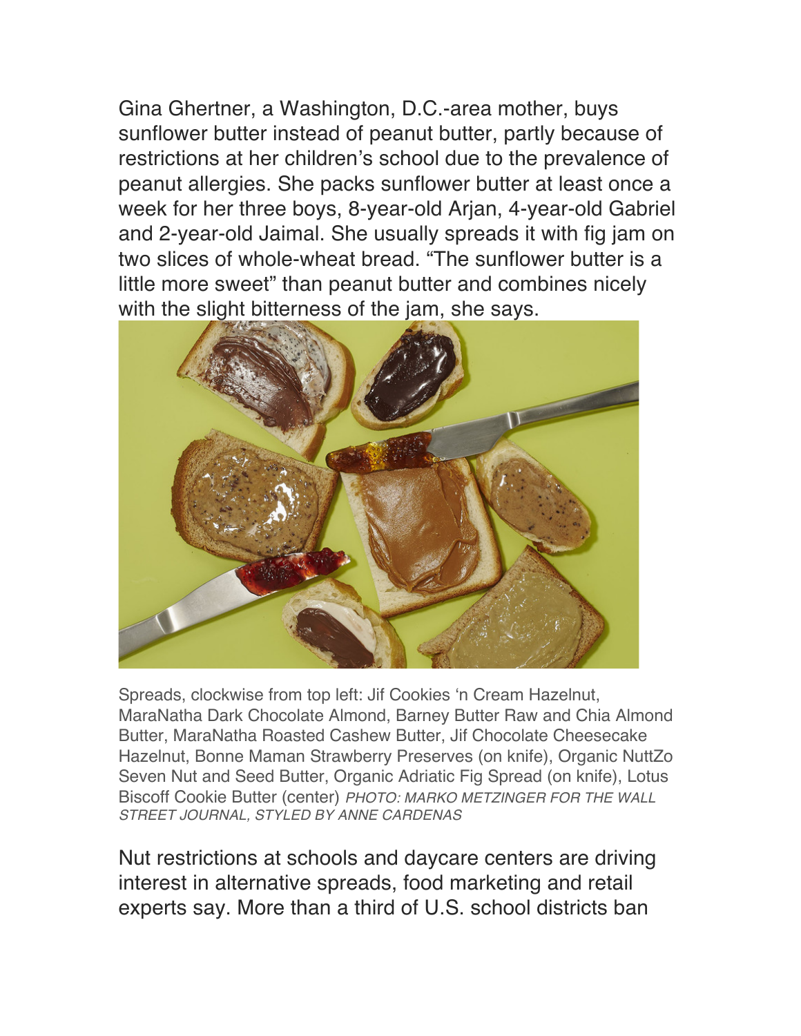Gina Ghertner, a Washington, D.C.-area mother, buys sunflower butter instead of peanut butter, partly because of restrictions at her children's school due to the prevalence of peanut allergies. She packs sunflower butter at least once a week for her three boys, 8-year-old Arjan, 4-year-old Gabriel and 2-year-old Jaimal. She usually spreads it with fig jam on two slices of whole-wheat bread. "The sunflower butter is a little more sweet" than peanut butter and combines nicely with the slight bitterness of the jam, she says.

Spreads, clockwise from top left: Jif Cookies 'n Cream Hazelnut, MaraNatha Dark Chocolate Almond, Barney Butter Raw and Chia Almond Butter, MaraNatha Roasted Cashew Butter, Jif Chocolate Cheesecake Hazelnut, Bonne Maman Strawberry Preserves (on knife), Organic NuttZo Seven Nut and Seed Butter, Organic Adriatic Fig Spread (on knife), Lotus Biscoff Cookie Butter (center) *PHOTO: MARKO METZINGER FOR THE WALL STREET JOURNAL, STYLED BY ANNE CARDENAS*

Nut restrictions at schools and daycare centers are driving interest in alternative spreads, food marketing and retail experts say. More than a third of U.S. school districts ban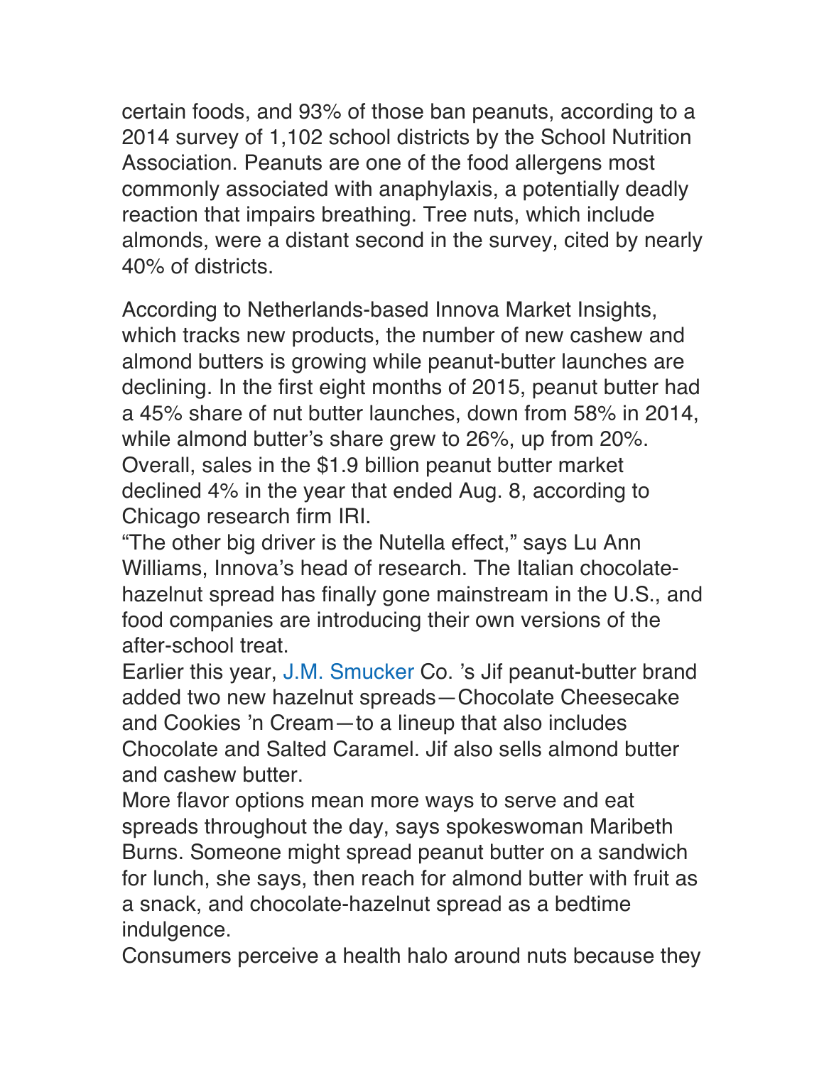certain foods, and 93% of those ban peanuts, according to a 2014 survey of 1,102 school districts by the School Nutrition Association. Peanuts are one of the food allergens most commonly associated with anaphylaxis, a potentially deadly reaction that impairs breathing. Tree nuts, which include almonds, were a distant second in the survey, cited by nearly 40% of districts.

According to Netherlands-based Innova Market Insights, which tracks new products, the number of new cashew and almond butters is growing while peanut-butter launches are declining. In the first eight months of 2015, peanut butter had a 45% share of nut butter launches, down from 58% in 2014, while almond butter's share grew to 26%, up from 20%. Overall, sales in the $1.9 billion peanut butter market declined 4% in the year that ended Aug. 8, according to Chicago research firm IRI.

"The other big driver is the Nutella effect," says Lu Ann Williams, Innova's head of research. The Italian chocolate-hazelnut spread has finally gone mainstream in the U.S., and food companies are introducing their own versions of the after-school treat.

Earlier this year, J.M. Smucker Co. 's Jif peanut-butter brand added two new hazelnut spreads—Chocolate Cheesecake and Cookies 'n Cream—to a lineup that also includes Chocolate and Salted Caramel. Jif also sells almond butter and cashew butter.

More flavor options mean more ways to serve and eat spreads throughout the day, says spokeswoman Maribeth Burns. Someone might spread peanut butter on a sandwich for lunch, she says, then reach for almond butter with fruit as a snack, and chocolate-hazelnut spread as a bedtime indulgence.

Consumers perceive a health halo around nuts because they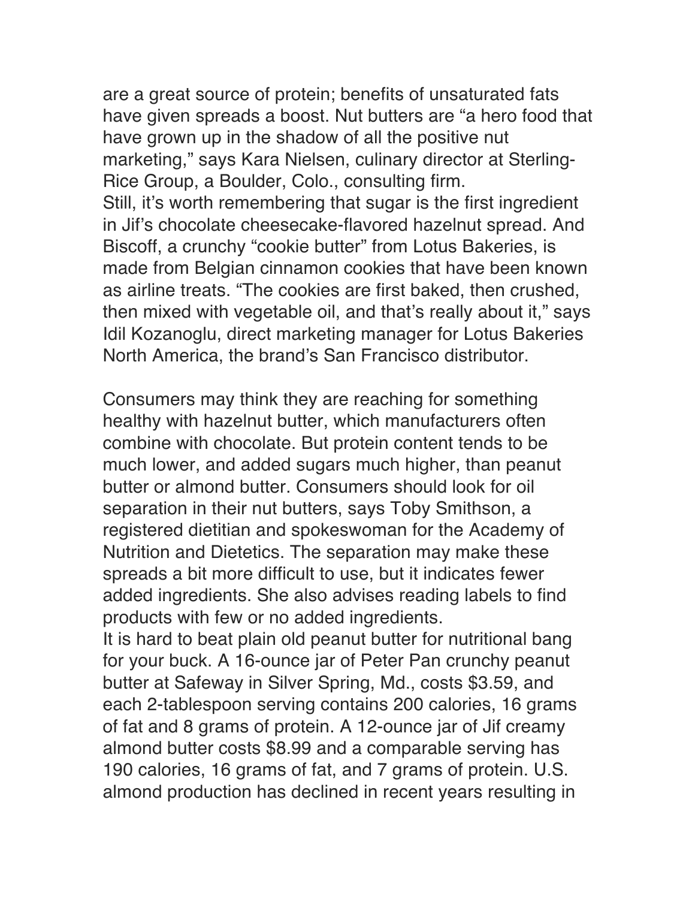are a great source of protein; benefits of unsaturated fats have given spreads a boost. Nut butters are "a hero food that have grown up in the shadow of all the positive nut marketing," says Kara Nielsen, culinary director at Sterling-Rice Group, a Boulder, Colo., consulting firm.

Still, it's worth remembering that sugar is the first ingredient in Jif's chocolate cheesecake-flavored hazelnut spread. And Biscoff, a crunchy "cookie butter" from Lotus Bakeries, is made from Belgian cinnamon cookies that have been known as airline treats. "The cookies are first baked, then crushed, then mixed with vegetable oil, and that's really about it," says Idil Kozanoglu, direct marketing manager for Lotus Bakeries North America, the brand's San Francisco distributor.

Consumers may think they are reaching for something healthy with hazelnut butter, which manufacturers often combine with chocolate. But protein content tends to be much lower, and added sugars much higher, than peanut butter or almond butter. Consumers should look for oil separation in their nut butters, says Toby Smithson, a registered dietitian and spokeswoman for the Academy of Nutrition and Dietetics. The separation may make these spreads a bit more difficult to use, but it indicates fewer added ingredients. She also advises reading labels to find products with few or no added ingredients.

It is hard to beat plain old peanut butter for nutritional bang for your buck. A 16-ounce jar of Peter Pan crunchy peanut butter at Safeway in Silver Spring, Md., costs $3.59, and each 2-tablespoon serving contains 200 calories, 16 grams of fat and 8 grams of protein. A 12-ounce jar of Jif creamy almond butter costs $8.99 and a comparable serving has 190 calories, 16 grams of fat, and 7 grams of protein. U.S. almond production has declined in recent years resulting in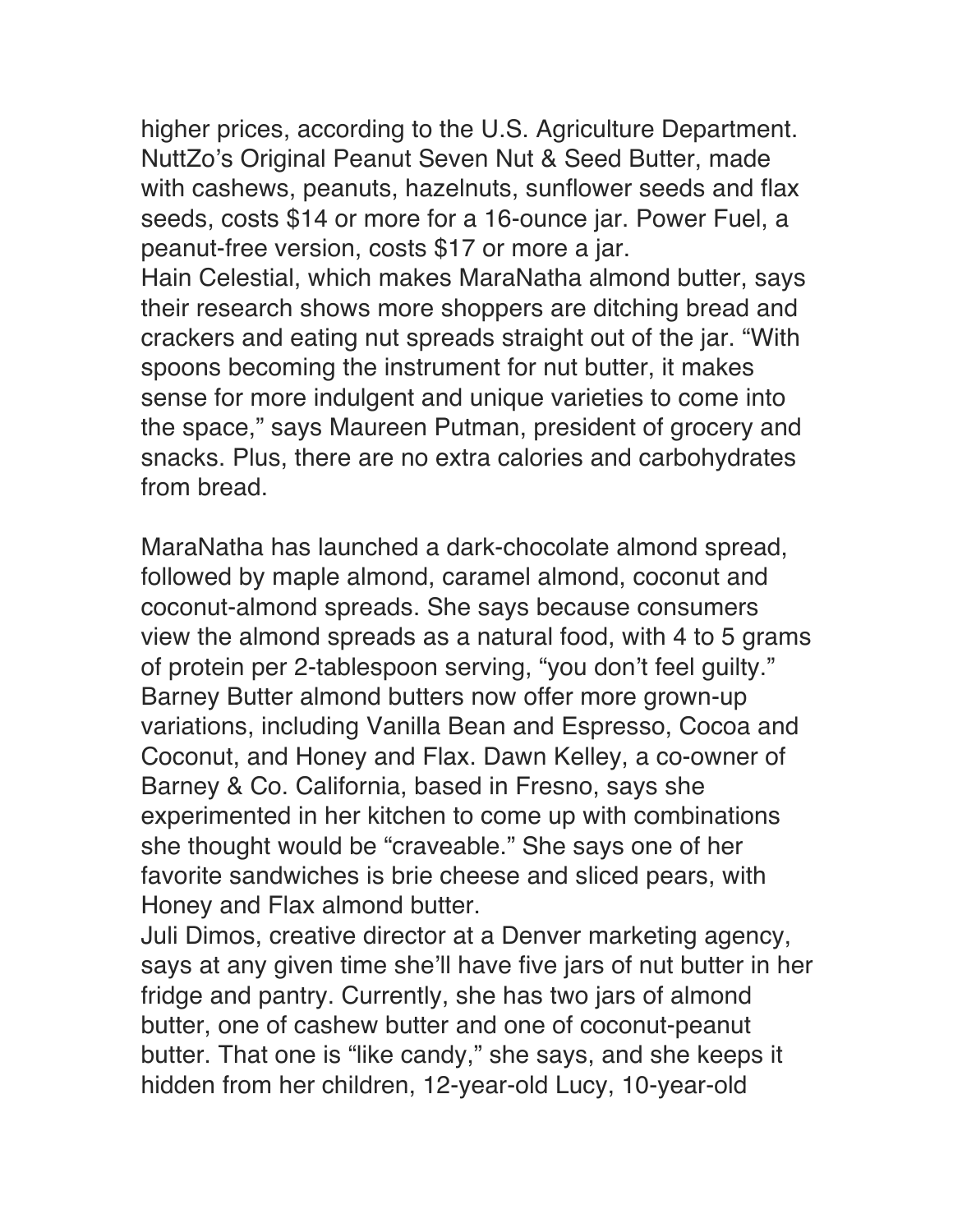higher prices, according to the U.S. Agriculture Department. NuttZo's Original Peanut Seven Nut & Seed Butter, made with cashews, peanuts, hazelnuts, sunflower seeds and flax seeds, costs $14 or more for a 16-ounce jar. Power Fuel, a peanut-free version, costs $17 or more a jar.

Hain Celestial, which makes MaraNatha almond butter, says their research shows more shoppers are ditching bread and crackers and eating nut spreads straight out of the jar. "With spoons becoming the instrument for nut butter, it makes sense for more indulgent and unique varieties to come into the space," says Maureen Putman, president of grocery and snacks. Plus, there are no extra calories and carbohydrates from bread.

MaraNatha has launched a dark-chocolate almond spread, followed by maple almond, caramel almond, coconut and coconut-almond spreads. She says because consumers view the almond spreads as a natural food, with 4 to 5 grams of protein per 2-tablespoon serving, "you don't feel guilty."

Barney Butter almond butters now offer more grown-up variations, including Vanilla Bean and Espresso, Cocoa and Coconut, and Honey and Flax. Dawn Kelley, a co-owner of Barney & Co. California, based in Fresno, says she experimented in her kitchen to come up with combinations she thought would be "craveable." She says one of her favorite sandwiches is brie cheese and sliced pears, with Honey and Flax almond butter.

Juli Dimos, creative director at a Denver marketing agency, says at any given time she'll have five jars of nut butter in her fridge and pantry. Currently, she has two jars of almond butter, one of cashew butter and one of coconut-peanut butter. That one is "like candy," she says, and she keeps it hidden from her children, 12-year-old Lucy, 10-year-old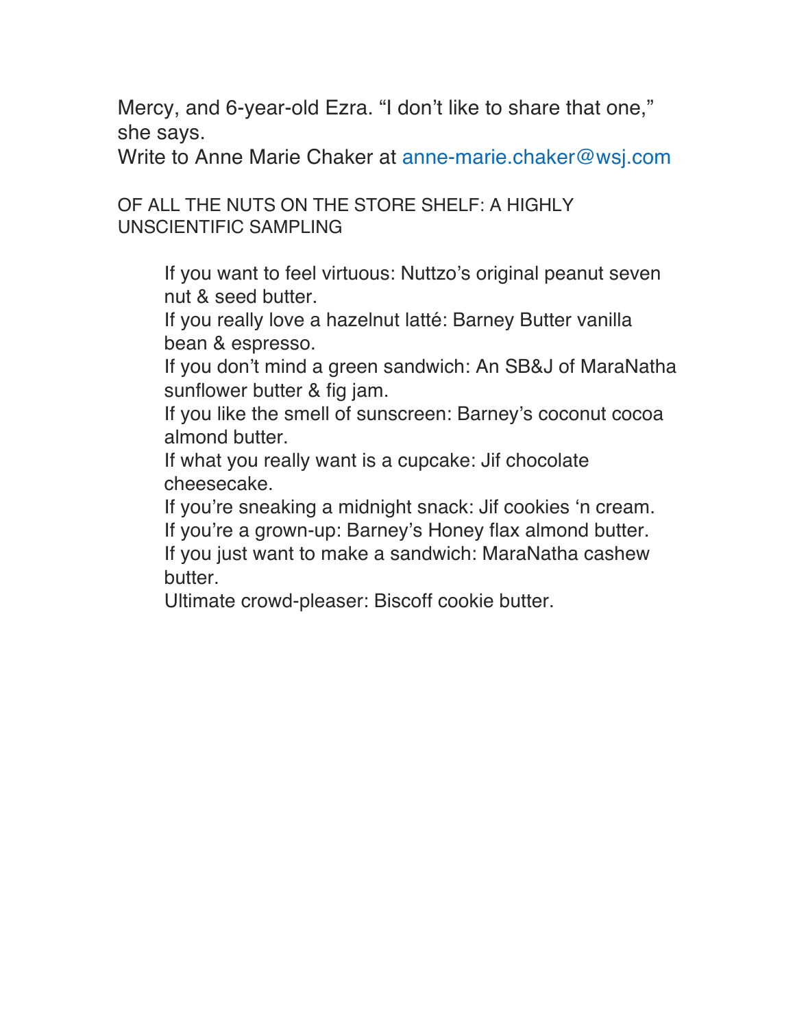Mercy, and 6-year-old Ezra. “I don’t like to share that one,” she says.

Write to Anne Marie Chaker at anne-marie.chaker@wsj.com

## OF ALL THE NUTS ON THE STORE SHELF: A HIGHLY UNSCIENTIFIC SAMPLING

If you want to feel virtuous: Nuttzo’s original peanut seven nut & seed butter.

If you really love a hazelnut latté: Barney Butter vanilla bean & espresso.

If you don’t mind a green sandwich: An SB&J of MaraNatha sunflower butter & fig jam.

If you like the smell of sunscreen: Barney’s coconut cocoa almond butter.

If what you really want is a cupcake: Jif chocolate cheesecake.

If you’re sneaking a midnight snack: Jif cookies ‘n cream.

If you’re a grown-up: Barney’s Honey flax almond butter.

If you just want to make a sandwich: MaraNatha cashew butter.

Ultimate crowd-pleaser: Biscoff cookie butter.